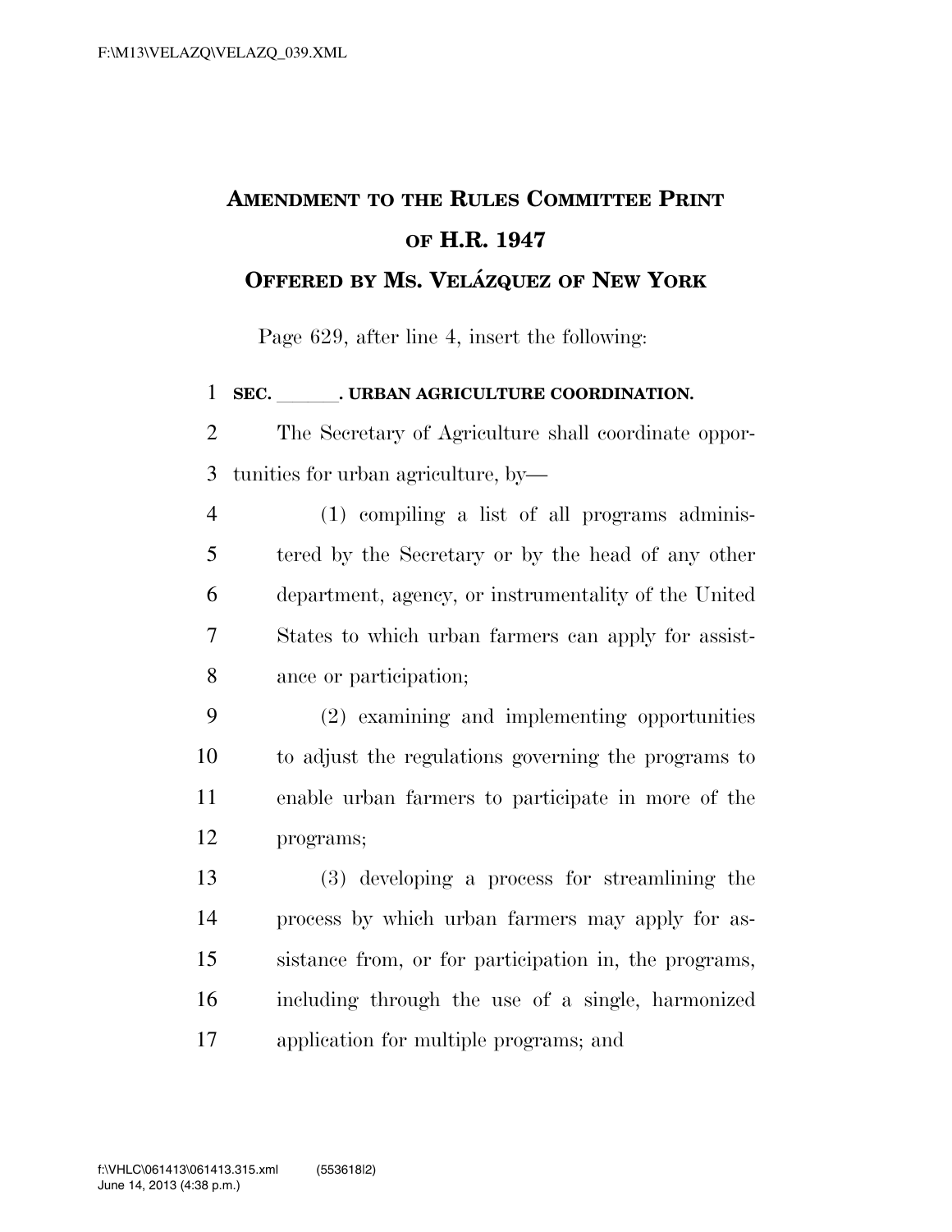# AMENDMENT TO THE RULES COMMITTEE PRINT OF H.R. 1947

## OFFERED BY MS. VELÁZQUEZ OF NEW YORK

Page 629, after line 4, insert the following:

**SEC. \_\_\_\_\_\_. URBAN AGRICULTURE COORDINATION.**

The Secretary of Agriculture shall coordinate opportunities for urban agriculture, by—

(1) compiling a list of all programs administered by the Secretary or by the head of any other department, agency, or instrumentality of the United States to which urban farmers can apply for assistance or participation;

(2) examining and implementing opportunities to adjust the regulations governing the programs to enable urban farmers to participate in more of the programs;

(3) developing a process for streamlining the process by which urban farmers may apply for assistance from, or for participation in, the programs, including through the use of a single, harmonized application for multiple programs; and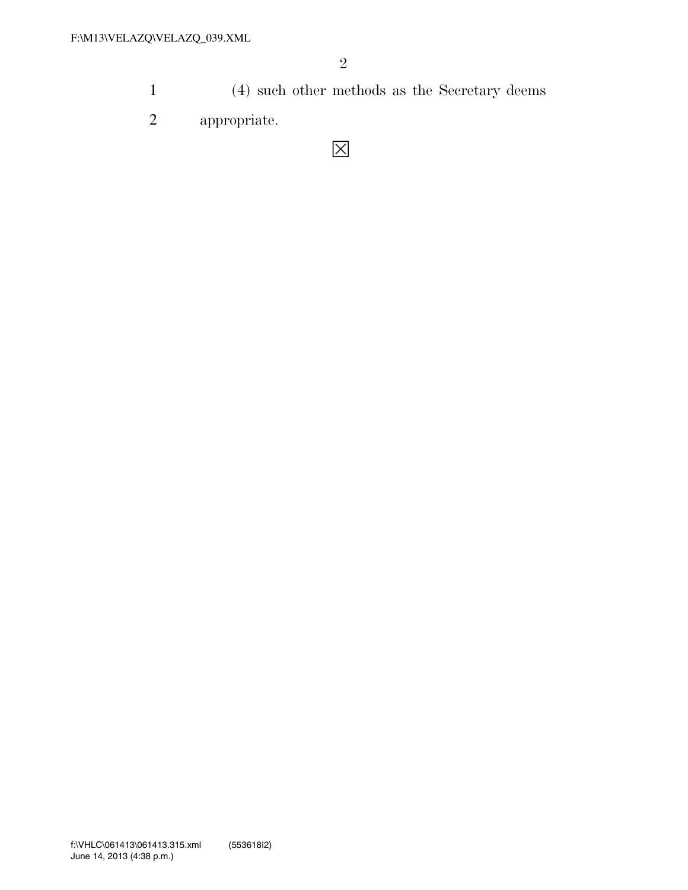(4) such other methods as the Secretary deems appropriate.